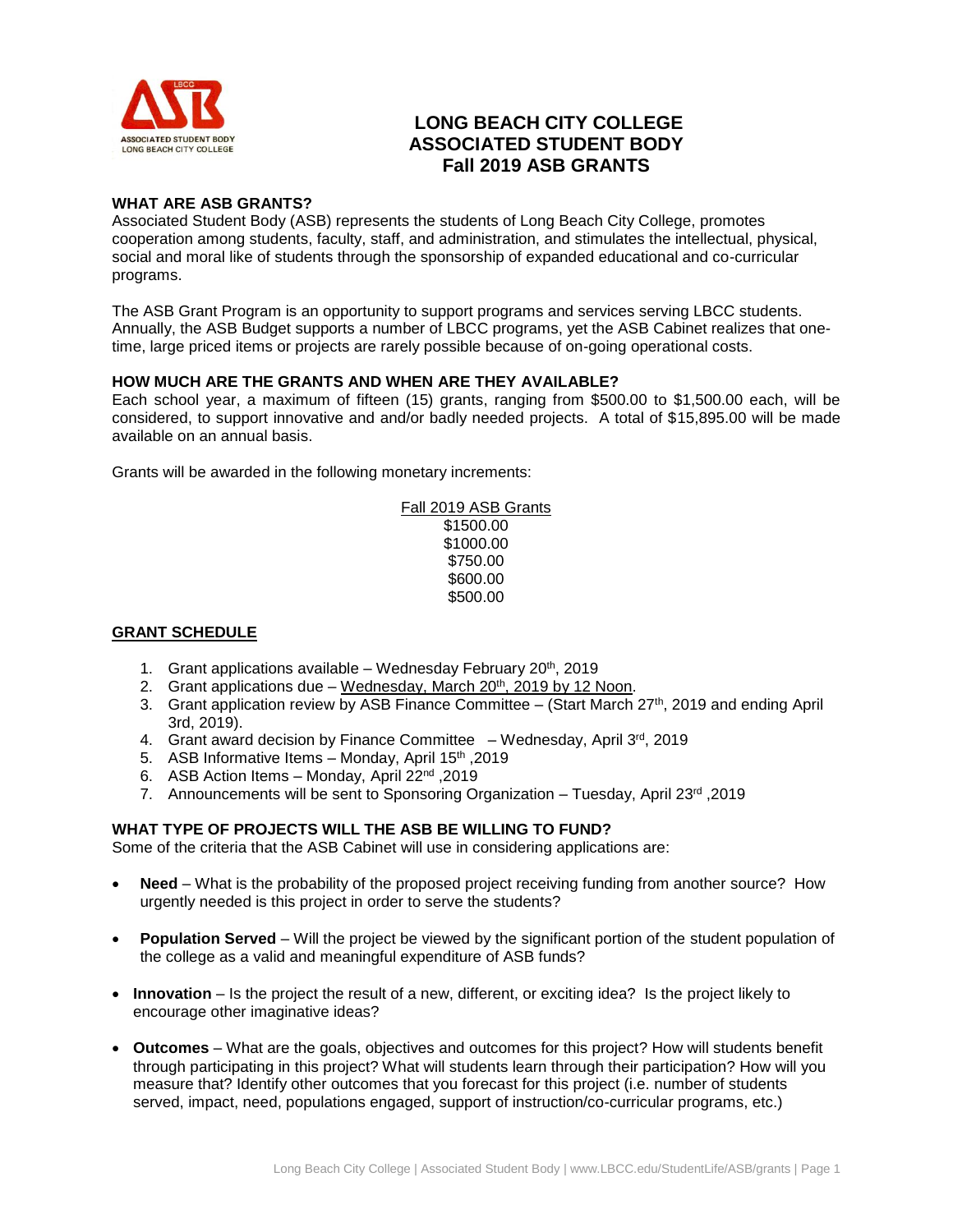# LONG BEACH CITY COLLEGE
# ASSOCIATED STUDENT BODY
# Fall 2019 ASB GRANTS

**WHAT ARE ASB GRANTS?**

Associated Student Body (ASB) represents the students of Long Beach City College, promotes cooperation among students, faculty, staff, and administration, and stimulates the intellectual, physical, social and moral like of students through the sponsorship of expanded educational and co-curricular programs.

The ASB Grant Program is an opportunity to support programs and services serving LBCC students. Annually, the ASB Budget supports a number of LBCC programs, yet the ASB Cabinet realizes that one-time, large priced items or projects are rarely possible because of on-going operational costs.

**HOW MUCH ARE THE GRANTS AND WHEN ARE THEY AVAILABLE?**

Each school year, a maximum of fifteen (15) grants, ranging from $500.00 to $1,500.00 each, will be considered, to support innovative and and/or badly needed projects. A total of $15,895.00 will be made available on an annual basis.

Grants will be awarded in the following monetary increments:

Fall 2019 ASB Grants
$1500.00
$1000.00
$750.00
$600.00
$500.00

## GRANT SCHEDULE

1. Grant applications available – Wednesday February 20th, 2019
2. Grant applications due – Wednesday, March 20th, 2019 by 12 Noon.
3. Grant application review by ASB Finance Committee – (Start March 27th, 2019 and ending April 3rd, 2019).
4. Grant award decision by Finance Committee – Wednesday, April 3rd, 2019
5. ASB Informative Items – Monday, April 15th ,2019
6. ASB Action Items – Monday, April 22nd ,2019
7. Announcements will be sent to Sponsoring Organization – Tuesday, April 23rd ,2019

**WHAT TYPE OF PROJECTS WILL THE ASB BE WILLING TO FUND?**

Some of the criteria that the ASB Cabinet will use in considering applications are:

- **Need** – What is the probability of the proposed project receiving funding from another source? How urgently needed is this project in order to serve the students?
- **Population Served** – Will the project be viewed by the significant portion of the student population of the college as a valid and meaningful expenditure of ASB funds?
- **Innovation** – Is the project the result of a new, different, or exciting idea? Is the project likely to encourage other imaginative ideas?
- **Outcomes** – What are the goals, objectives and outcomes for this project? How will students benefit through participating in this project? What will students learn through their participation? How will you measure that? Identify other outcomes that you forecast for this project (i.e. number of students served, impact, need, populations engaged, support of instruction/co-curricular programs, etc.)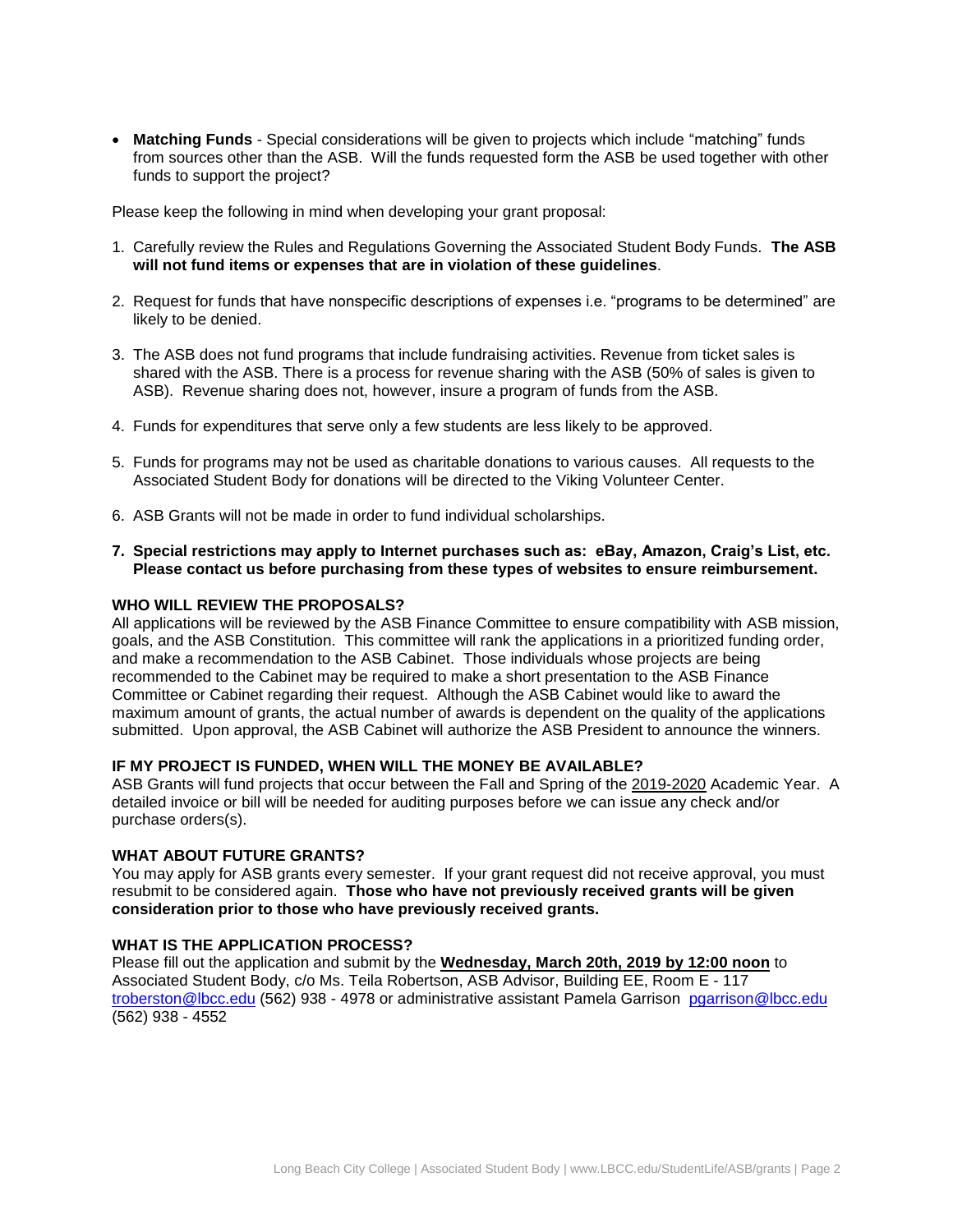- **Matching Funds** - Special considerations will be given to projects which include "matching" funds from sources other than the ASB. Will the funds requested form the ASB be used together with other funds to support the project?

Please keep the following in mind when developing your grant proposal:

1. Carefully review the Rules and Regulations Governing the Associated Student Body Funds. **The ASB will not fund items or expenses that are in violation of these guidelines**.

2. Request for funds that have nonspecific descriptions of expenses i.e. "programs to be determined" are likely to be denied.

3. The ASB does not fund programs that include fundraising activities. Revenue from ticket sales is shared with the ASB. There is a process for revenue sharing with the ASB (50% of sales is given to ASB). Revenue sharing does not, however, insure a program of funds from the ASB.

4. Funds for expenditures that serve only a few students are less likely to be approved.

5. Funds for programs may not be used as charitable donations to various causes. All requests to the Associated Student Body for donations will be directed to the Viking Volunteer Center.

6. ASB Grants will not be made in order to fund individual scholarships.

7. **Special restrictions may apply to Internet purchases such as: eBay, Amazon, Craig's List, etc. Please contact us before purchasing from these types of websites to ensure reimbursement.**

**WHO WILL REVIEW THE PROPOSALS?**

All applications will be reviewed by the ASB Finance Committee to ensure compatibility with ASB mission, goals, and the ASB Constitution. This committee will rank the applications in a prioritized funding order, and make a recommendation to the ASB Cabinet. Those individuals whose projects are being recommended to the Cabinet may be required to make a short presentation to the ASB Finance Committee or Cabinet regarding their request. Although the ASB Cabinet would like to award the maximum amount of grants, the actual number of awards is dependent on the quality of the applications submitted. Upon approval, the ASB Cabinet will authorize the ASB President to announce the winners.

**IF MY PROJECT IS FUNDED, WHEN WILL THE MONEY BE AVAILABLE?**

ASB Grants will fund projects that occur between the Fall and Spring of the 2019-2020 Academic Year. A detailed invoice or bill will be needed for auditing purposes before we can issue any check and/or purchase orders(s).

**WHAT ABOUT FUTURE GRANTS?**

You may apply for ASB grants every semester. If your grant request did not receive approval, you must resubmit to be considered again. **Those who have not previously received grants will be given consideration prior to those who have previously received grants.**

**WHAT IS THE APPLICATION PROCESS?**

Please fill out the application and submit by the **Wednesday, March 20th, 2019 by 12:00 noon** to Associated Student Body, c/o Ms. Teila Robertson, ASB Advisor, Building EE, Room E - 117 troberston@lbcc.edu (562) 938 - 4978 or administrative assistant Pamela Garrison pgarrison@lbcc.edu (562) 938 - 4552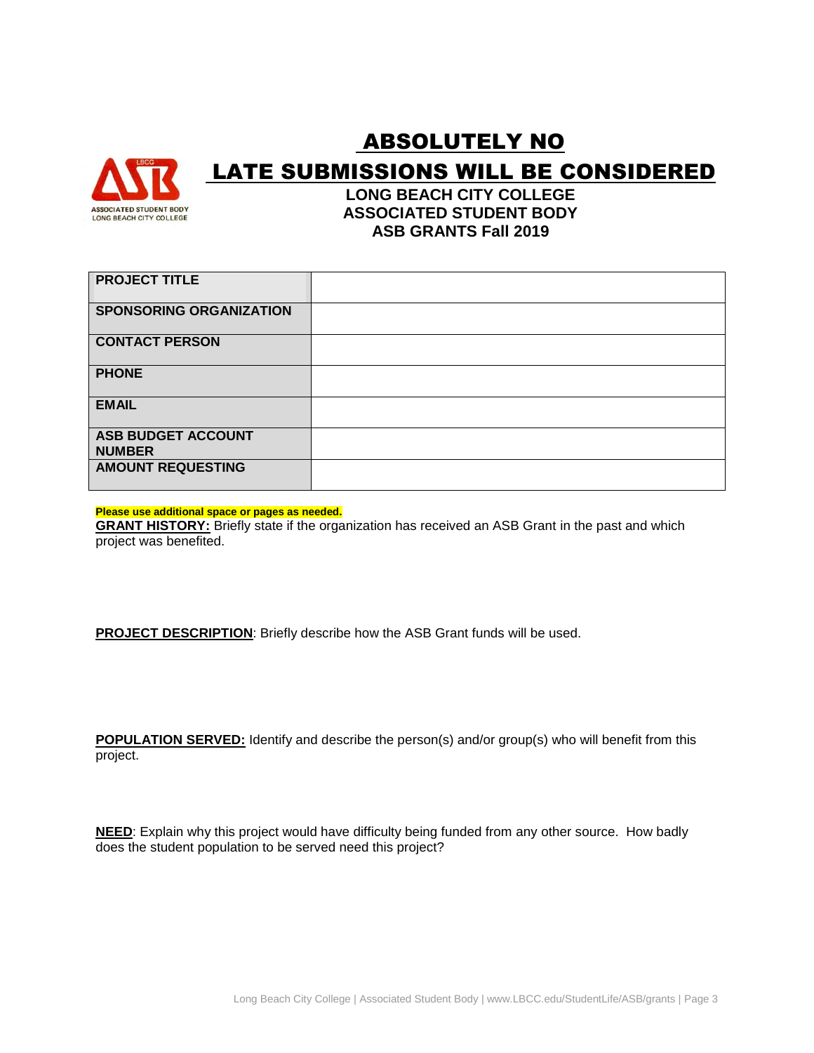# ABSOLUTELY NO LATE SUBMISSIONS WILL BE CONSIDERED

**LONG BEACH CITY COLLEGE**
**ASSOCIATED STUDENT BODY**
**ASB GRANTS Fall 2019**

| | |
|---|---|
| **PROJECT TITLE** | |
| **SPONSORING ORGANIZATION** | |
| **CONTACT PERSON** | |
| **PHONE** | |
| **EMAIL** | |
| **ASB BUDGET ACCOUNT NUMBER** | |
| **AMOUNT REQUESTING** | |

**Please use additional space or pages as needed.**

**GRANT HISTORY:** Briefly state if the organization has received an ASB Grant in the past and which project was benefited.

**PROJECT DESCRIPTION**: Briefly describe how the ASB Grant funds will be used.

**POPULATION SERVED:** Identify and describe the person(s) and/or group(s) who will benefit from this project.

**NEED**: Explain why this project would have difficulty being funded from any other source. How badly does the student population to be served need this project?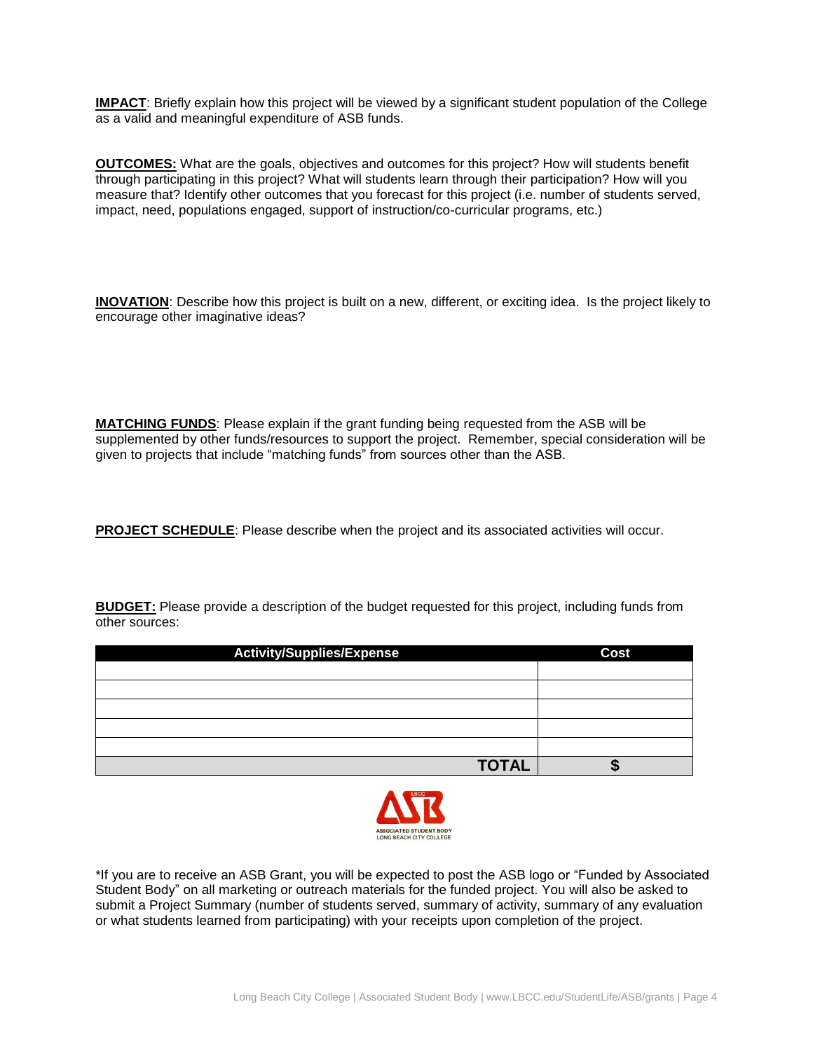**IMPACT**: Briefly explain how this project will be viewed by a significant student population of the College as a valid and meaningful expenditure of ASB funds.

**OUTCOMES:** What are the goals, objectives and outcomes for this project? How will students benefit through participating in this project? What will students learn through their participation? How will you measure that? Identify other outcomes that you forecast for this project (i.e. number of students served, impact, need, populations engaged, support of instruction/co-curricular programs, etc.)

**INOVATION**: Describe how this project is built on a new, different, or exciting idea. Is the project likely to encourage other imaginative ideas?

**MATCHING FUNDS**: Please explain if the grant funding being requested from the ASB will be supplemented by other funds/resources to support the project. Remember, special consideration will be given to projects that include "matching funds" from sources other than the ASB.

**PROJECT SCHEDULE**: Please describe when the project and its associated activities will occur.

**BUDGET:** Please provide a description of the budget requested for this project, including funds from other sources:

| Activity/Supplies/Expense | Cost |
|---|---|
| | |
| | |
| | |
| | |
| | |
| **TOTAL** | **$** |

*If you are to receive an ASB Grant, you will be expected to post the ASB logo or "Funded by Associated Student Body" on all marketing or outreach materials for the funded project. You will also be asked to submit a Project Summary (number of students served, summary of activity, summary of any evaluation or what students learned from participating) with your receipts upon completion of the project.